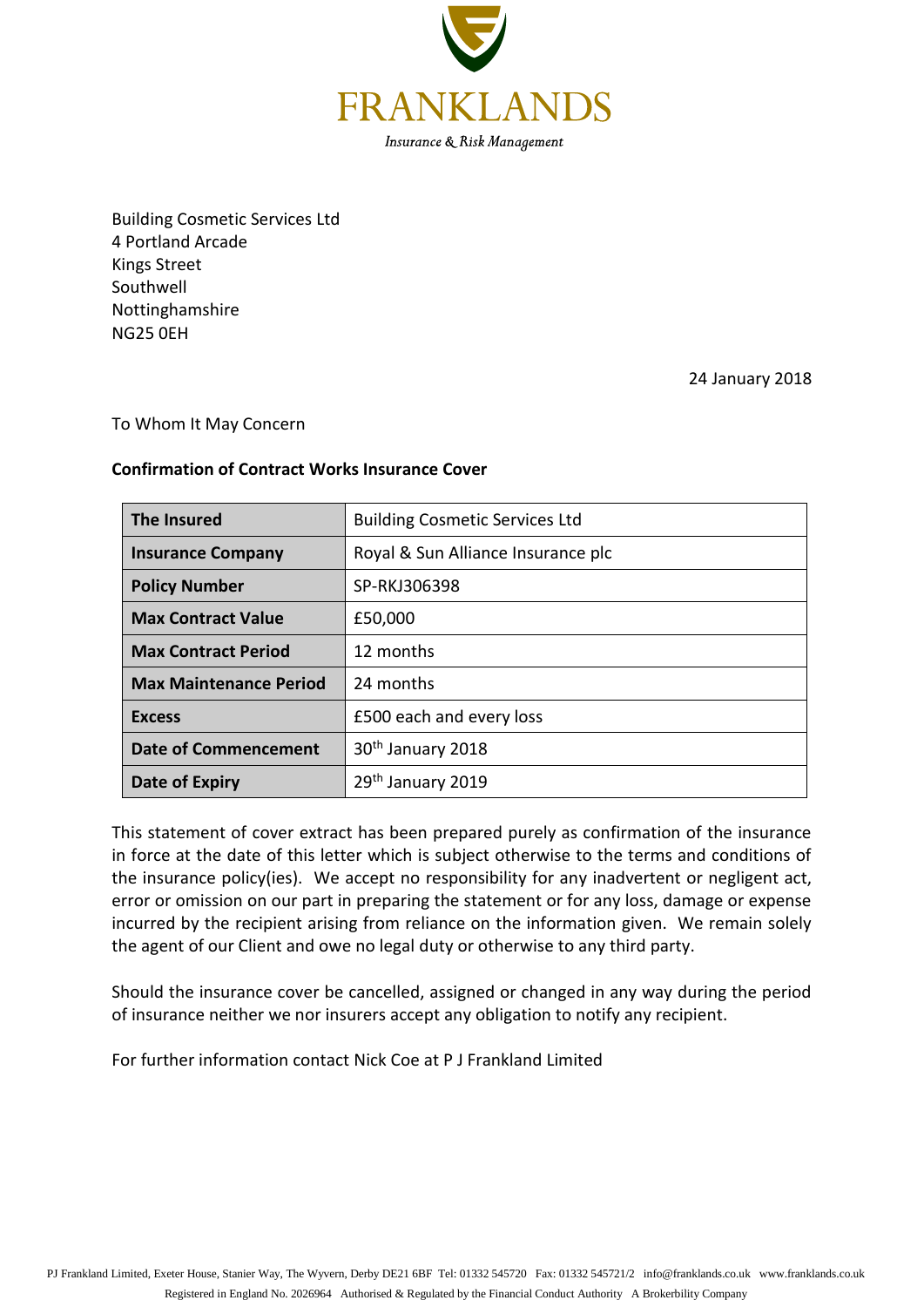# FRANKLANDS

*Insurance & Risk Management*

Building Cosmetic Services Ltd
4 Portland Arcade
Kings Street
Southwell
Nottinghamshire
NG25 0EH

24 January 2018

To Whom It May Concern

**Confirmation of Contract Works Insurance Cover**

| | |
|---|---|
| **The Insured** | Building Cosmetic Services Ltd |
| **Insurance Company** | Royal & Sun Alliance Insurance plc |
| **Policy Number** | SP-RKJ306398 |
| **Max Contract Value** | £50,000 |
| **Max Contract Period** | 12 months |
| **Max Maintenance Period** | 24 months |
| **Excess** | £500 each and every loss |
| **Date of Commencement** | 30th January 2018 |
| **Date of Expiry** | 29th January 2019 |

This statement of cover extract has been prepared purely as confirmation of the insurance in force at the date of this letter which is subject otherwise to the terms and conditions of the insurance policy(ies). We accept no responsibility for any inadvertent or negligent act, error or omission on our part in preparing the statement or for any loss, damage or expense incurred by the recipient arising from reliance on the information given. We remain solely the agent of our Client and owe no legal duty or otherwise to any third party.

Should the insurance cover be cancelled, assigned or changed in any way during the period of insurance neither we nor insurers accept any obligation to notify any recipient.

For further information contact Nick Coe at P J Frankland Limited

PJ Frankland Limited, Exeter House, Stanier Way, The Wyvern, Derby DE21 6BF Tel: 01332 545720 Fax: 01332 545721/2 info@franklands.co.uk www.franklands.co.uk
Registered in England No. 2026964 Authorised & Regulated by the Financial Conduct Authority A Brokerbility Company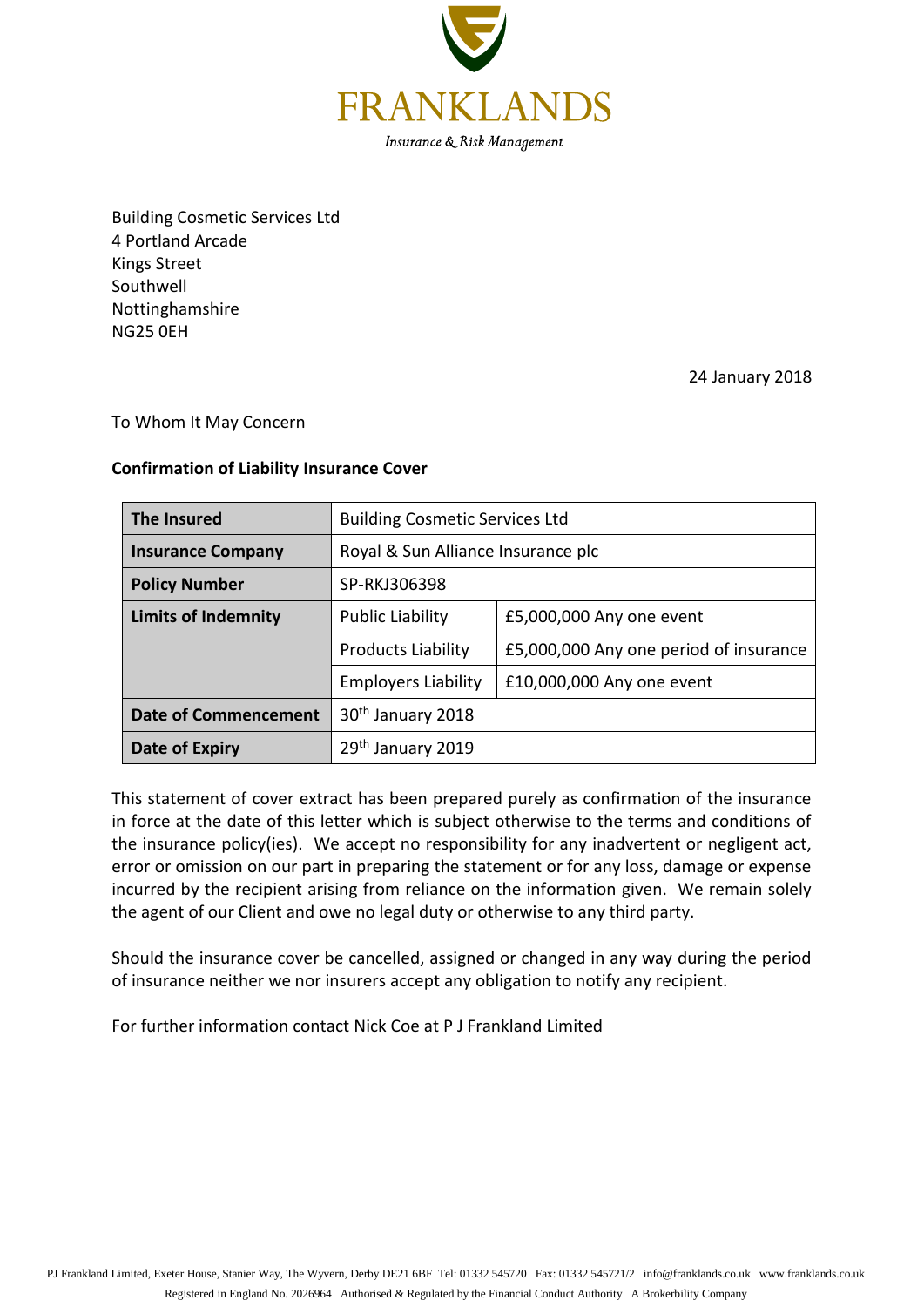FRANKLANDS

*Insurance & Risk Management*

Building Cosmetic Services Ltd
4 Portland Arcade
Kings Street
Southwell
Nottinghamshire
NG25 0EH

24 January 2018

To Whom It May Concern

**Confirmation of Liability Insurance Cover**

| | | |
|---|---|---|
| **The Insured** | Building Cosmetic Services Ltd | |
| **Insurance Company** | Royal & Sun Alliance Insurance plc | |
| **Policy Number** | SP-RKJ306398 | |
| **Limits of Indemnity** | Public Liability | £5,000,000 Any one event |
| | Products Liability | £5,000,000 Any one period of insurance |
| | Employers Liability | £10,000,000 Any one event |
| **Date of Commencement** | 30th January 2018 | |
| **Date of Expiry** | 29th January 2019 | |

This statement of cover extract has been prepared purely as confirmation of the insurance in force at the date of this letter which is subject otherwise to the terms and conditions of the insurance policy(ies). We accept no responsibility for any inadvertent or negligent act, error or omission on our part in preparing the statement or for any loss, damage or expense incurred by the recipient arising from reliance on the information given. We remain solely the agent of our Client and owe no legal duty or otherwise to any third party.

Should the insurance cover be cancelled, assigned or changed in any way during the period of insurance neither we nor insurers accept any obligation to notify any recipient.

For further information contact Nick Coe at P J Frankland Limited

PJ Frankland Limited, Exeter House, Stanier Way, The Wyvern, Derby DE21 6BF Tel: 01332 545720 Fax: 01332 545721/2 info@franklands.co.uk www.franklands.co.uk
Registered in England No. 2026964 Authorised & Regulated by the Financial Conduct Authority A Brokerbility Company